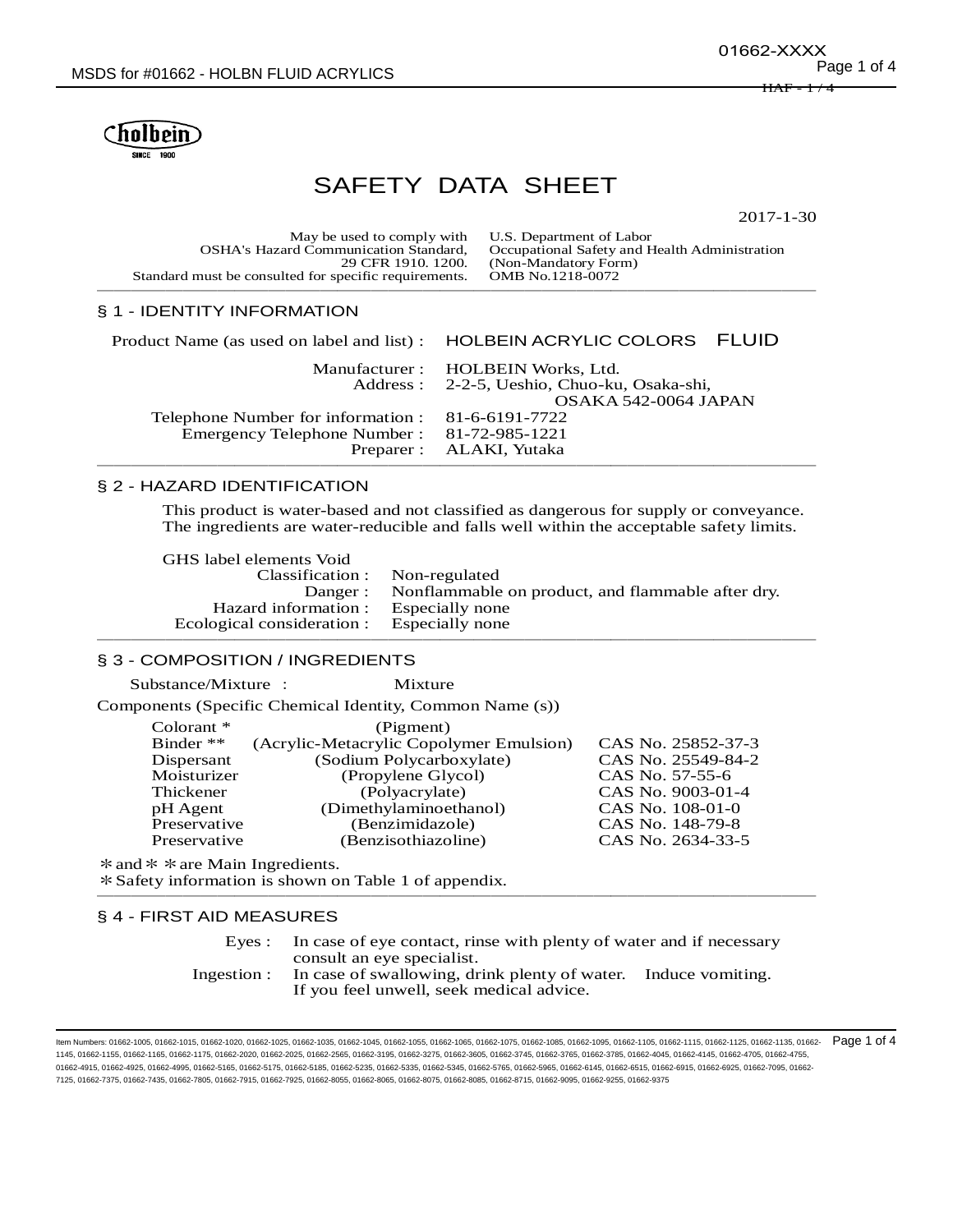# SAFETY DATA SHEET

2017-1-30

| | |
|---|---|
| May be used to comply with OSHA's Hazard Communication Standard, 29 CFR 1910. 1200. Standard must be consulted for specific requirements. | U.S. Department of Labor Occupational Safety and Health Administration (Non-Mandatory Form) OMB No.1218-0072 |

## § 1 - IDENTITY INFORMATION

Product Name (as used on label and list) : HOLBEIN ACRYLIC COLORS FLUID

Manufacturer : HOLBEIN Works, Ltd.
Address : 2-2-5, Ueshio, Chuo-ku, Osaka-shi, OSAKA 542-0064 JAPAN

Telephone Number for information : 81-6-6191-7722
Emergency Telephone Number : 81-72-985-1221
Preparer : ALAKI, Yutaka

## § 2 - HAZARD IDENTIFICATION

This product is water-based and not classified as dangerous for supply or conveyance. The ingredients are water-reducible and falls well within the acceptable safety limits.

GHS label elements Void
Classification : Non-regulated
Danger : Nonflammable on product, and flammable after dry.
Hazard information : Especially none
Ecological consideration : Especially none

## § 3 - COMPOSITION / INGREDIENTS

Substance/Mixture : Mixture

Components (Specific Chemical Identity, Common Name (s))

| | | |
|---|---|---|
| Colorant * | (Pigment) | |
| Binder ** | (Acrylic-Metacrylic Copolymer Emulsion) | CAS No. 25852-37-3 |
| Dispersant | (Sodium Polycarboxylate) | CAS No. 25549-84-2 |
| Moisturizer | (Propylene Glycol) | CAS No. 57-55-6 |
| Thickener | (Polyacrylate) | CAS No. 9003-01-4 |
| pH Agent | (Dimethylaminoethanol) | CAS No. 108-01-0 |
| Preservative | (Benzimidazole) | CAS No. 148-79-8 |
| Preservative | (Benzisothiazoline) | CAS No. 2634-33-5 |

＊and＊＊are Main Ingredients.
＊Safety information is shown on Table 1 of appendix.

## § 4 - FIRST AID MEASURES

Eyes : In case of eye contact, rinse with plenty of water and if necessary consult an eye specialist.
Ingestion : In case of swallowing, drink plenty of water. Induce vomiting. If you feel unwell, seek medical advice.

Item Numbers: 01662-1005, 01662-1015, 01662-1020, 01662-1025, 01662-1035, 01662-1045, 01662-1055, 01662-1065, 01662-1075, 01662-1085, 01662-1095, 01662-1105, 01662-1115, 01662-1125, 01662-1135, 01662-1145, 01662-1155, 01662-1165, 01662-1175, 01662-2020, 01662-2025, 01662-2565, 01662-3195, 01662-3275, 01662-3605, 01662-3745, 01662-3765, 01662-3785, 01662-4045, 01662-4145, 01662-4705, 01662-4755, 01662-4915, 01662-4925, 01662-4995, 01662-5165, 01662-5175, 01662-5185, 01662-5235, 01662-5335, 01662-5345, 01662-5765, 01662-5965, 01662-6145, 01662-6515, 01662-6915, 01662-6925, 01662-7095, 01662-7125, 01662-7375, 01662-7435, 01662-7805, 01662-7915, 01662-7925, 01662-8055, 01662-8065, 01662-8075, 01662-8085, 01662-8715, 01662-9095, 01662-9255, 01662-9375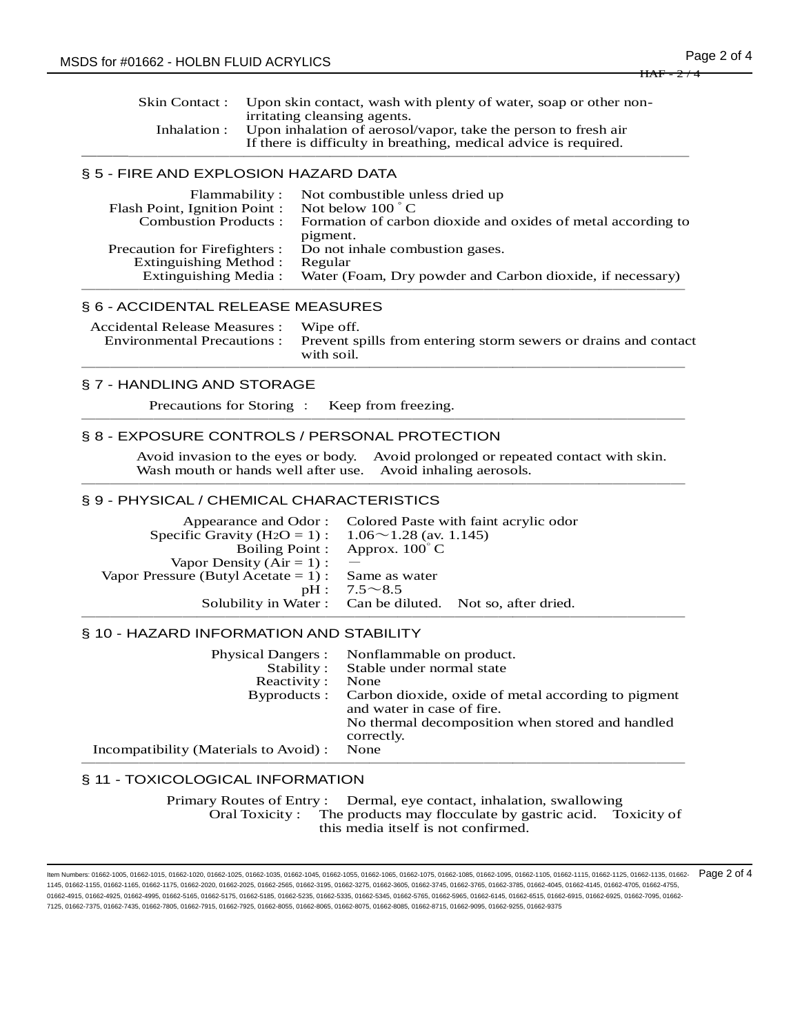Skin Contact : Upon skin contact, wash with plenty of water, soap or other non-irritating cleansing agents.
Inhalation : Upon inhalation of aerosol/vapor, take the person to fresh air If there is difficulty in breathing, medical advice is required.

## § 5 - FIRE AND EXPLOSION HAZARD DATA

| | |
|---|---|
| Flammability : | Not combustible unless dried up |
| Flash Point, Ignition Point : | Not below 100 ° C |
| Combustion Products : | Formation of carbon dioxide and oxides of metal according to pigment. |
| Precaution for Firefighters : | Do not inhale combustion gases. |
| Extinguishing Method : | Regular |
| Extinguishing Media : | Water (Foam, Dry powder and Carbon dioxide, if necessary) |

## § 6 - ACCIDENTAL RELEASE MEASURES

| | |
|---|---|
| Accidental Release Measures : | Wipe off. |
| Environmental Precautions : | Prevent spills from entering storm sewers or drains and contact with soil. |

## § 7 - HANDLING AND STORAGE

Precautions for Storing : Keep from freezing.

## § 8 - EXPOSURE CONTROLS / PERSONAL PROTECTION

Avoid invasion to the eyes or body. Avoid prolonged or repeated contact with skin. Wash mouth or hands well after use. Avoid inhaling aerosols.

## § 9 - PHYSICAL / CHEMICAL CHARACTERISTICS

| | |
|---|---|
| Appearance and Odor : | Colored Paste with faint acrylic odor |
| Specific Gravity ($H_2O$ = 1) : | 1.06～1.28 (av. 1.145) |
| Boiling Point : | Approx. 100° C |
| Vapor Density (Air = 1) : | — |
| Vapor Pressure (Butyl Acetate = 1) : | Same as water |
| pH : | 7.5～8.5 |
| Solubility in Water : | Can be diluted. Not so, after dried. |

## § 10 - HAZARD INFORMATION AND STABILITY

| | |
|---|---|
| Physical Dangers : | Nonflammable on product. |
| Stability : | Stable under normal state |
| Reactivity : | None |
| Byproducts : | Carbon dioxide, oxide of metal according to pigment and water in case of fire. No thermal decomposition when stored and handled correctly. |
| Incompatibility (Materials to Avoid) : | None |

## § 11 - TOXICOLOGICAL INFORMATION

| | |
|---|---|
| Primary Routes of Entry : | Dermal, eye contact, inhalation, swallowing |
| Oral Toxicity : | The products may flocculate by gastric acid. Toxicity of this media itself is not confirmed. |

Item Numbers: 01662-1005, 01662-1015, 01662-1020, 01662-1025, 01662-1035, 01662-1045, 01662-1055, 01662-1065, 01662-1075, 01662-1085, 01662-1095, 01662-1105, 01662-1115, 01662-1125, 01662-1135, 01662-1145, 01662-1155, 01662-1165, 01662-1175, 01662-2020, 01662-2025, 01662-2565, 01662-3195, 01662-3275, 01662-3605, 01662-3745, 01662-3765, 01662-3785, 01662-4045, 01662-4145, 01662-4705, 01662-4755, 01662-4915, 01662-4925, 01662-4995, 01662-5165, 01662-5175, 01662-5185, 01662-5235, 01662-5335, 01662-5345, 01662-5765, 01662-5965, 01662-6145, 01662-6515, 01662-6915, 01662-6925, 01662-7095, 01662-7125, 01662-7375, 01662-7435, 01662-7805, 01662-7915, 01662-7925, 01662-8055, 01662-8065, 01662-8075, 01662-8085, 01662-8715, 01662-9095, 01662-9255, 01662-9375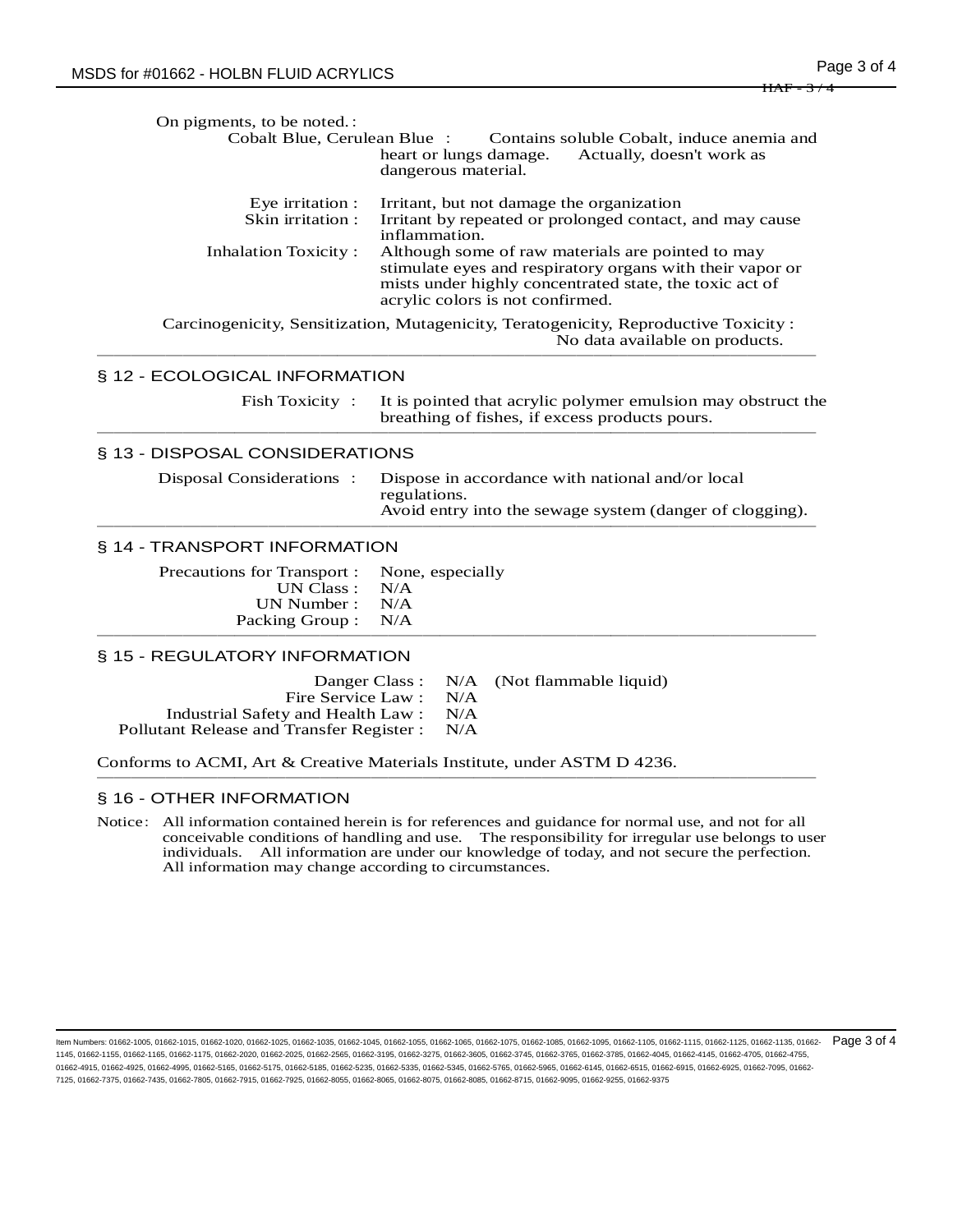On pigments, to be noted. :

Cobalt Blue, Cerulean Blue : Contains soluble Cobalt, induce anemia and heart or lungs damage. Actually, doesn't work as dangerous material.

Eye irritation : Irritant, but not damage the organization

Skin irritation : Irritant by repeated or prolonged contact, and may cause inflammation.

Inhalation Toxicity : Although some of raw materials are pointed to may stimulate eyes and respiratory organs with their vapor or mists under highly concentrated state, the toxic act of acrylic colors is not confirmed.

Carcinogenicity, Sensitization, Mutagenicity, Teratogenicity, Reproductive Toxicity : No data available on products.

## § 12 - ECOLOGICAL INFORMATION

Fish Toxicity : It is pointed that acrylic polymer emulsion may obstruct the breathing of fishes, if excess products pours.

## § 13 - DISPOSAL CONSIDERATIONS

Disposal Considerations : Dispose in accordance with national and/or local regulations.
Avoid entry into the sewage system (danger of clogging).

## § 14 - TRANSPORT INFORMATION

Precautions for Transport : None, especially
UN Class : N/A
UN Number : N/A
Packing Group : N/A

## § 15 - REGULATORY INFORMATION

Danger Class : N/A (Not flammable liquid)
Fire Service Law : N/A
Industrial Safety and Health Law : N/A
Pollutant Release and Transfer Register : N/A

Conforms to ACMI, Art & Creative Materials Institute, under ASTM D 4236.

## § 16 - OTHER INFORMATION

Notice: All information contained herein is for references and guidance for normal use, and not for all conceivable conditions of handling and use. The responsibility for irregular use belongs to user individuals. All information are under our knowledge of today, and not secure the perfection. All information may change according to circumstances.

Item Numbers: 01662-1005, 01662-1015, 01662-1020, 01662-1025, 01662-1035, 01662-1045, 01662-1055, 01662-1065, 01662-1075, 01662-1085, 01662-1095, 01662-1105, 01662-1115, 01662-1125, 01662-1135, 01662-1145, 01662-1155, 01662-1165, 01662-1175, 01662-2020, 01662-2025, 01662-2565, 01662-3195, 01662-3275, 01662-3605, 01662-3745, 01662-3765, 01662-3785, 01662-4045, 01662-4145, 01662-4705, 01662-4755, 01662-4915, 01662-4925, 01662-4995, 01662-5165, 01662-5175, 01662-5185, 01662-5235, 01662-5335, 01662-5345, 01662-5765, 01662-5965, 01662-6145, 01662-6515, 01662-6915, 01662-6925, 01662-7095, 01662-7125, 01662-7375, 01662-7435, 01662-7805, 01662-7915, 01662-7925, 01662-8055, 01662-8065, 01662-8075, 01662-8085, 01662-8715, 01662-9095, 01662-9255, 01662-9375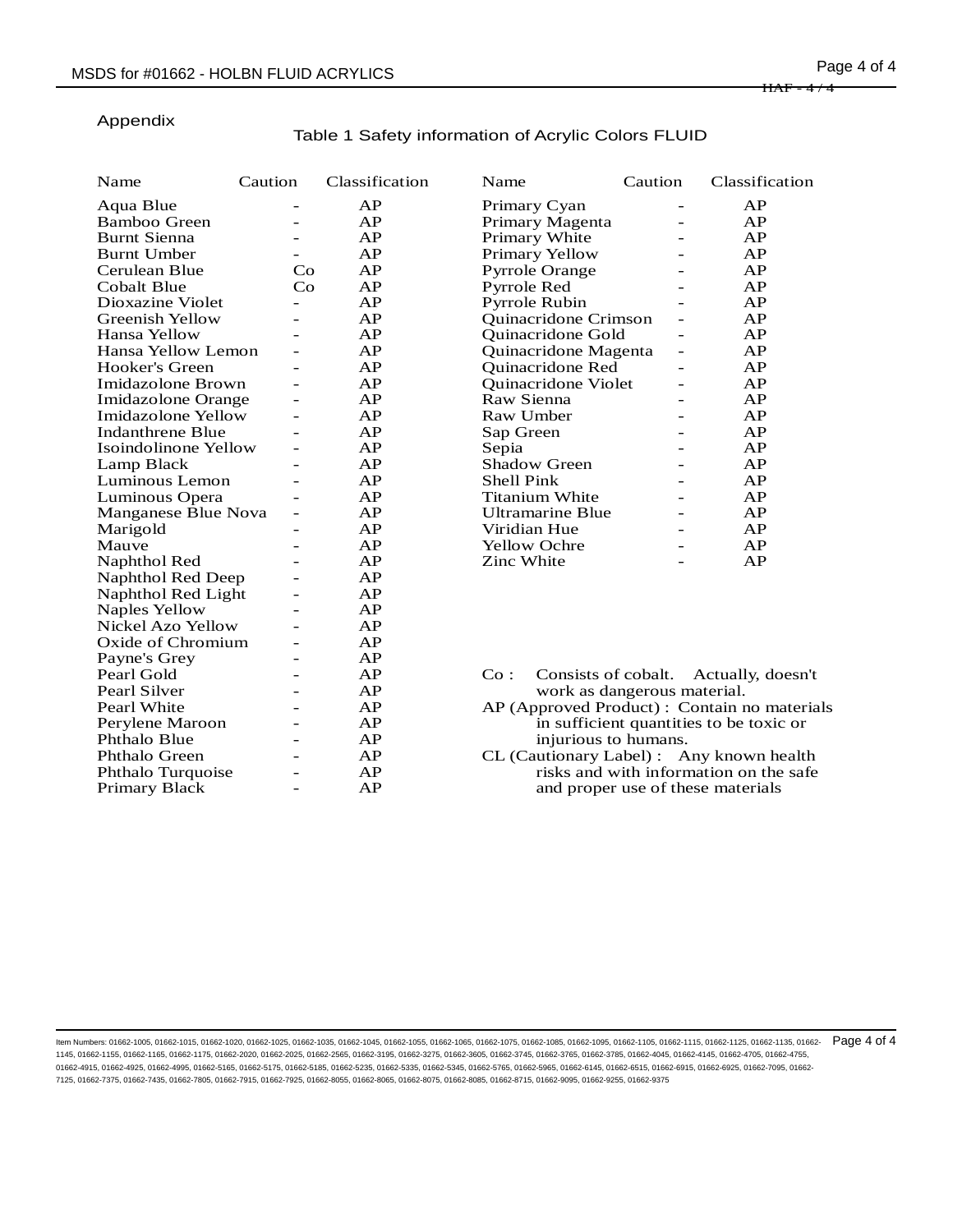Appendix

Table 1 Safety information of Acrylic Colors FLUID

| Name | Caution | Classification | Name | Caution | Classification |
|---|---|---|---|---|---|
| Aqua Blue | - | AP | Primary Cyan | - | AP |
| Bamboo Green | - | AP | Primary Magenta | - | AP |
| Burnt Sienna | - | AP | Primary White | - | AP |
| Burnt Umber | - | AP | Primary Yellow | - | AP |
| Cerulean Blue | Co | AP | Pyrrole Orange | - | AP |
| Cobalt Blue | Co | AP | Pyrrole Red | - | AP |
| Dioxazine Violet | - | AP | Pyrrole Rubin | - | AP |
| Greenish Yellow | - | AP | Quinacridone Crimson | - | AP |
| Hansa Yellow | - | AP | Quinacridone Gold | - | AP |
| Hansa Yellow Lemon | - | AP | Quinacridone Magenta | - | AP |
| Hooker's Green | - | AP | Quinacridone Red | - | AP |
| Imidazolone Brown | - | AP | Quinacridone Violet | - | AP |
| Imidazolone Orange | - | AP | Raw Sienna | - | AP |
| Imidazolone Yellow | - | AP | Raw Umber | - | AP |
| Indanthrene Blue | - | AP | Sap Green | - | AP |
| Isoindolinone Yellow | - | AP | Sepia | - | AP |
| Lamp Black | - | AP | Shadow Green | - | AP |
| Luminous Lemon | - | AP | Shell Pink | - | AP |
| Luminous Opera | - | AP | Titanium White | - | AP |
| Manganese Blue Nova | - | AP | Ultramarine Blue | - | AP |
| Marigold | - | AP | Viridian Hue | - | AP |
| Mauve | - | AP | Yellow Ochre | - | AP |
| Naphthol Red | - | AP | Zinc White | - | AP |
| Naphthol Red Deep | - | AP | | | |
| Naphthol Red Light | - | AP | | | |
| Naples Yellow | - | AP | | | |
| Nickel Azo Yellow | - | AP | | | |
| Oxide of Chromium | - | AP | | | |
| Payne's Grey | - | AP | | | |
| Pearl Gold | - | AP | | | |
| Pearl Silver | - | AP | | | |
| Pearl White | - | AP | | | |
| Perylene Maroon | - | AP | | | |
| Phthalo Blue | - | AP | | | |
| Phthalo Green | - | AP | | | |
| Phthalo Turquoise | - | AP | | | |
| Primary Black | - | AP | | | |

Co : Consists of cobalt. Actually, doesn't work as dangerous material.

AP (Approved Product) : Contain no materials in sufficient quantities to be toxic or injurious to humans.

CL (Cautionary Label) : Any known health risks and with information on the safe and proper use of these materials

Item Numbers: 01662-1005, 01662-1015, 01662-1020, 01662-1025, 01662-1035, 01662-1045, 01662-1055, 01662-1065, 01662-1075, 01662-1085, 01662-1095, 01662-1105, 01662-1115, 01662-1125, 01662-1135, 01662-1145, 01662-1155, 01662-1165, 01662-1175, 01662-2020, 01662-2025, 01662-2565, 01662-3195, 01662-3275, 01662-3605, 01662-3745, 01662-3765, 01662-3785, 01662-4045, 01662-4145, 01662-4705, 01662-4755, 01662-4915, 01662-4925, 01662-4995, 01662-5165, 01662-5175, 01662-5185, 01662-5235, 01662-5335, 01662-5345, 01662-5765, 01662-5965, 01662-6145, 01662-6515, 01662-6915, 01662-6925, 01662-7095, 01662-7125, 01662-7375, 01662-7435, 01662-7805, 01662-7915, 01662-7925, 01662-8055, 01662-8065, 01662-8075, 01662-8085, 01662-8715, 01662-9095, 01662-9255, 01662-9375